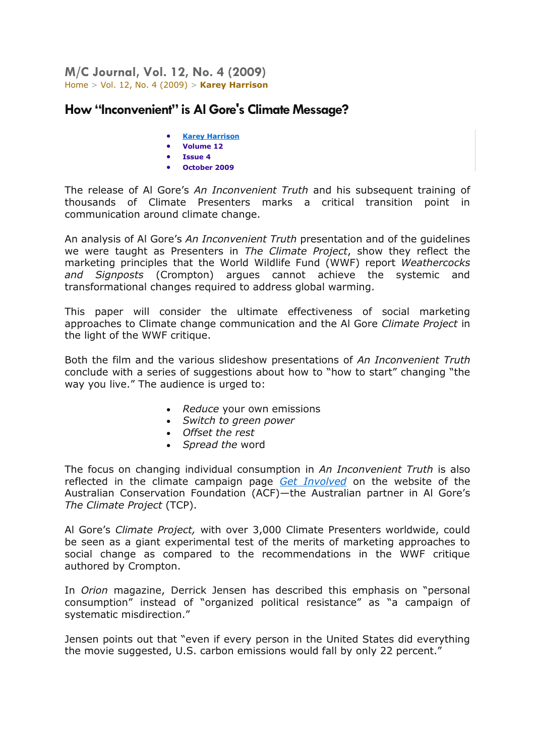# M/C Journal, Vol. 12, No. 4 (2009)

Home > Vol. 12, No. 4 (2009) > **Karey Harrison**

## How "Inconvenient" is Al Gore's Climate Message?

- **Karey Harrison**
- **Volume 12**
- **Issue 4**
- **October 2009**

The release of Al Gore's *An Inconvenient Truth* and his subsequent training of thousands of Climate Presenters marks a critical transition point in communication around climate change.

An analysis of Al Gore's *An Inconvenient Truth* presentation and of the guidelines we were taught as Presenters in *The Climate Project*, show they reflect the marketing principles that the World Wildlife Fund (WWF) report *Weathercocks and Signposts* (Crompton) argues cannot achieve the systemic and transformational changes required to address global warming.

This paper will consider the ultimate effectiveness of social marketing approaches to Climate change communication and the Al Gore *Climate Project* in the light of the WWF critique.

Both the film and the various slideshow presentations of *An Inconvenient Truth* conclude with a series of suggestions about how to "how to start" changing "the way you live." The audience is urged to:

- *Reduce* your own emissions
- *Switch to green power*
- *Offset the rest*
- *Spread the* word

The focus on changing individual consumption in *An Inconvenient Truth* is also reflected in the climate campaign page *Get Involved* on the website of the Australian Conservation Foundation (ACF)—the Australian partner in Al Gore's *The Climate Project* (TCP).

Al Gore's *Climate Project,* with over 3,000 Climate Presenters worldwide, could be seen as a giant experimental test of the merits of marketing approaches to social change as compared to the recommendations in the WWF critique authored by Crompton.

In *Orion* magazine, Derrick Jensen has described this emphasis on "personal consumption" instead of "organized political resistance" as "a campaign of systematic misdirection."

Jensen points out that "even if every person in the United States did everything the movie suggested, U.S. carbon emissions would fall by only 22 percent."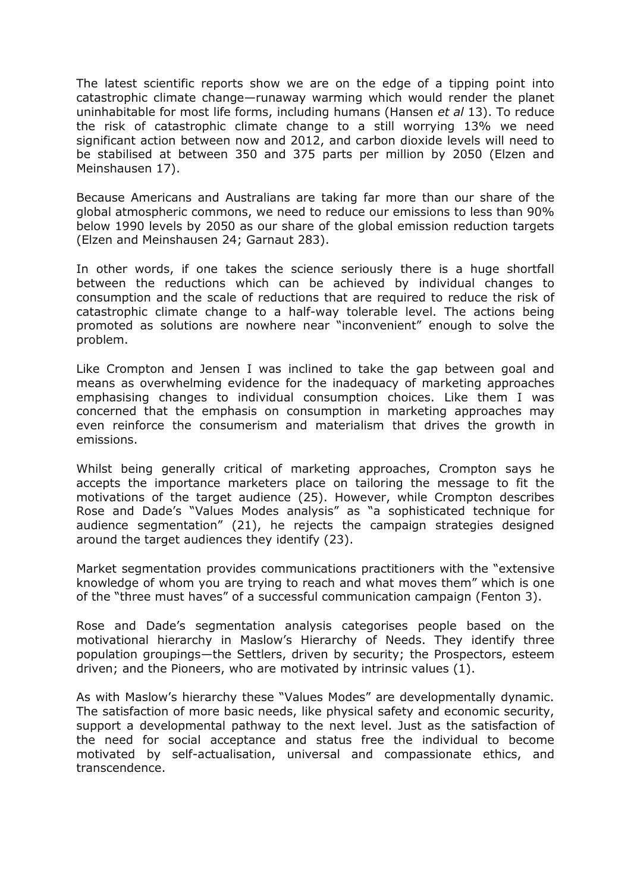The latest scientific reports show we are on the edge of a tipping point into catastrophic climate change—runaway warming which would render the planet uninhabitable for most life forms, including humans (Hansen *et al* 13). To reduce the risk of catastrophic climate change to a still worrying 13% we need significant action between now and 2012, and carbon dioxide levels will need to be stabilised at between 350 and 375 parts per million by 2050 (Elzen and Meinshausen 17).

Because Americans and Australians are taking far more than our share of the global atmospheric commons, we need to reduce our emissions to less than 90% below 1990 levels by 2050 as our share of the global emission reduction targets (Elzen and Meinshausen 24; Garnaut 283).

In other words, if one takes the science seriously there is a huge shortfall between the reductions which can be achieved by individual changes to consumption and the scale of reductions that are required to reduce the risk of catastrophic climate change to a half-way tolerable level. The actions being promoted as solutions are nowhere near "inconvenient" enough to solve the problem.

Like Crompton and Jensen I was inclined to take the gap between goal and means as overwhelming evidence for the inadequacy of marketing approaches emphasising changes to individual consumption choices. Like them I was concerned that the emphasis on consumption in marketing approaches may even reinforce the consumerism and materialism that drives the growth in emissions.

Whilst being generally critical of marketing approaches, Crompton says he accepts the importance marketers place on tailoring the message to fit the motivations of the target audience (25). However, while Crompton describes Rose and Dade's "Values Modes analysis" as "a sophisticated technique for audience segmentation" (21), he rejects the campaign strategies designed around the target audiences they identify (23).

Market segmentation provides communications practitioners with the "extensive knowledge of whom you are trying to reach and what moves them" which is one of the "three must haves" of a successful communication campaign (Fenton 3).

Rose and Dade's segmentation analysis categorises people based on the motivational hierarchy in Maslow's Hierarchy of Needs. They identify three population groupings—the Settlers, driven by security; the Prospectors, esteem driven; and the Pioneers, who are motivated by intrinsic values (1).

As with Maslow's hierarchy these "Values Modes" are developmentally dynamic. The satisfaction of more basic needs, like physical safety and economic security, support a developmental pathway to the next level. Just as the satisfaction of the need for social acceptance and status free the individual to become motivated by self-actualisation, universal and compassionate ethics, and transcendence.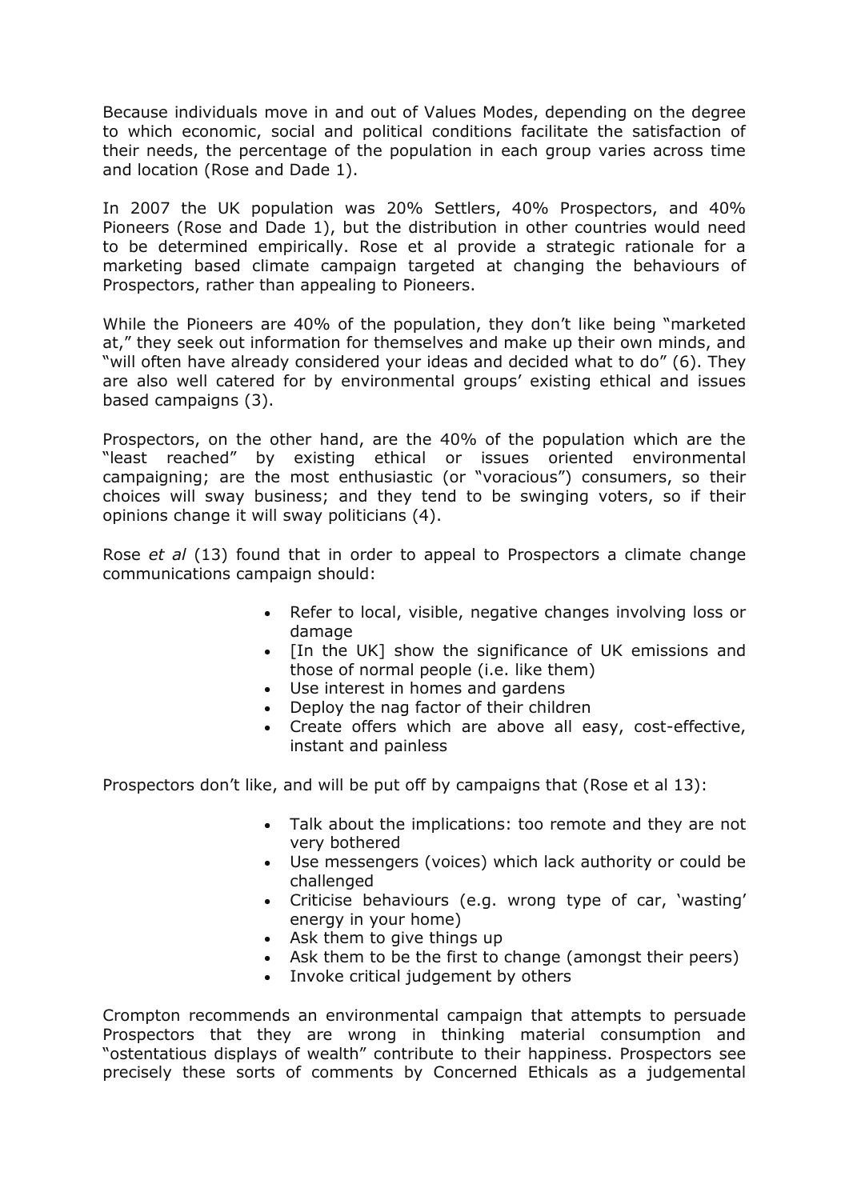Because individuals move in and out of Values Modes, depending on the degree to which economic, social and political conditions facilitate the satisfaction of their needs, the percentage of the population in each group varies across time and location (Rose and Dade 1).

In 2007 the UK population was 20% Settlers, 40% Prospectors, and 40% Pioneers (Rose and Dade 1), but the distribution in other countries would need to be determined empirically. Rose et al provide a strategic rationale for a marketing based climate campaign targeted at changing the behaviours of Prospectors, rather than appealing to Pioneers.

While the Pioneers are 40% of the population, they don't like being "marketed at," they seek out information for themselves and make up their own minds, and "will often have already considered your ideas and decided what to do" (6). They are also well catered for by environmental groups' existing ethical and issues based campaigns (3).

Prospectors, on the other hand, are the 40% of the population which are the "least reached" by existing ethical or issues oriented environmental campaigning; are the most enthusiastic (or "voracious") consumers, so their choices will sway business; and they tend to be swinging voters, so if their opinions change it will sway politicians (4).

Rose *et al* (13) found that in order to appeal to Prospectors a climate change communications campaign should:

- Refer to local, visible, negative changes involving loss or damage
- [In the UK] show the significance of UK emissions and those of normal people (i.e. like them)
- Use interest in homes and gardens
- Deploy the nag factor of their children
- Create offers which are above all easy, cost-effective, instant and painless

Prospectors don't like, and will be put off by campaigns that (Rose et al 13):

- Talk about the implications: too remote and they are not very bothered
- Use messengers (voices) which lack authority or could be challenged
- Criticise behaviours (e.g. wrong type of car, 'wasting' energy in your home)
- Ask them to give things up
- Ask them to be the first to change (amongst their peers)
- Invoke critical judgement by others

Crompton recommends an environmental campaign that attempts to persuade Prospectors that they are wrong in thinking material consumption and "ostentatious displays of wealth" contribute to their happiness. Prospectors see precisely these sorts of comments by Concerned Ethicals as a judgemental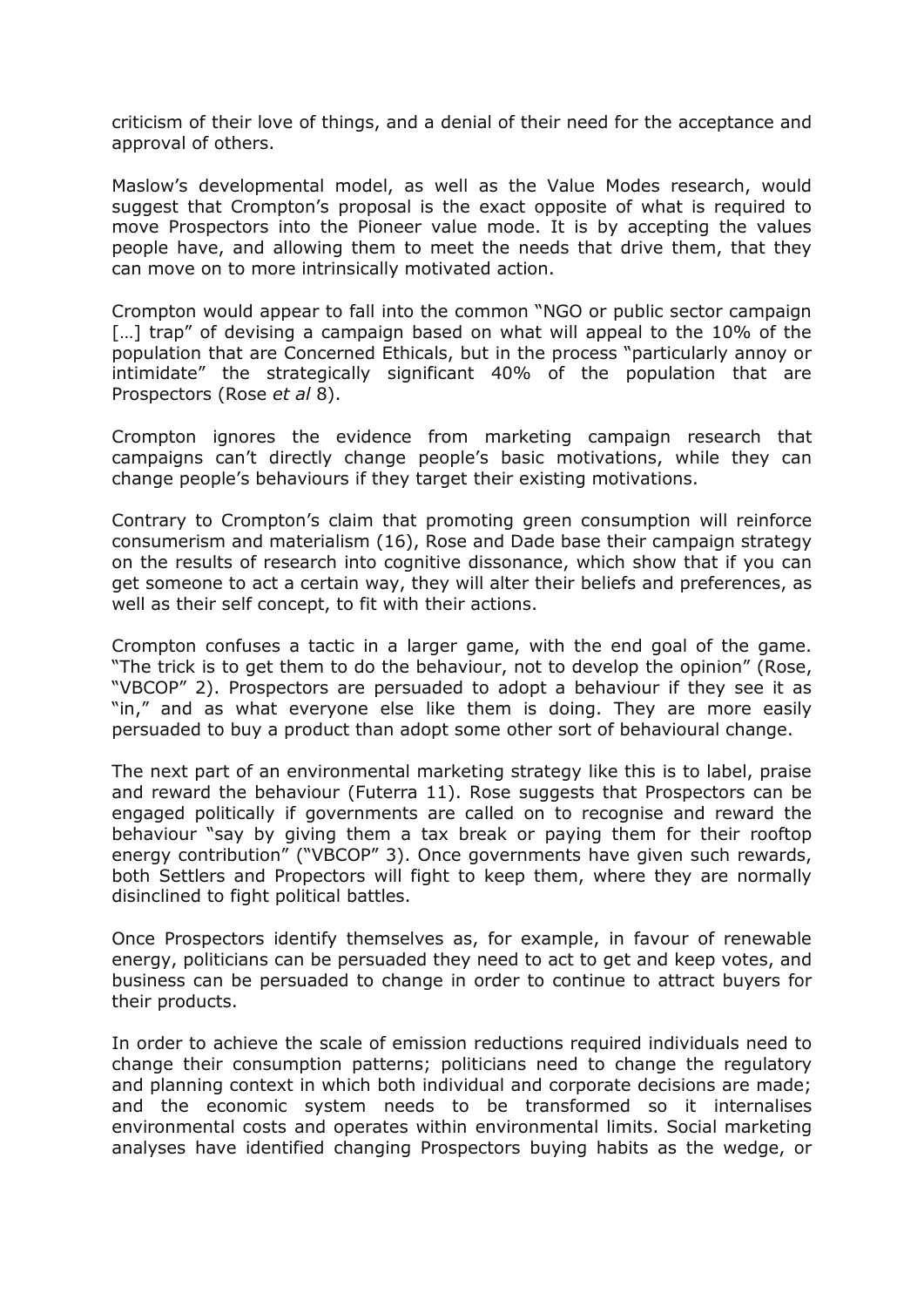criticism of their love of things, and a denial of their need for the acceptance and approval of others.

Maslow's developmental model, as well as the Value Modes research, would suggest that Crompton's proposal is the exact opposite of what is required to move Prospectors into the Pioneer value mode. It is by accepting the values people have, and allowing them to meet the needs that drive them, that they can move on to more intrinsically motivated action.

Crompton would appear to fall into the common "NGO or public sector campaign […] trap" of devising a campaign based on what will appeal to the 10% of the population that are Concerned Ethicals, but in the process "particularly annoy or intimidate" the strategically significant 40% of the population that are Prospectors (Rose *et al* 8).

Crompton ignores the evidence from marketing campaign research that campaigns can't directly change people's basic motivations, while they can change people's behaviours if they target their existing motivations.

Contrary to Crompton's claim that promoting green consumption will reinforce consumerism and materialism (16), Rose and Dade base their campaign strategy on the results of research into cognitive dissonance, which show that if you can get someone to act a certain way, they will alter their beliefs and preferences, as well as their self concept, to fit with their actions.

Crompton confuses a tactic in a larger game, with the end goal of the game. "The trick is to get them to do the behaviour, not to develop the opinion" (Rose, "VBCOP" 2). Prospectors are persuaded to adopt a behaviour if they see it as "in," and as what everyone else like them is doing. They are more easily persuaded to buy a product than adopt some other sort of behavioural change.

The next part of an environmental marketing strategy like this is to label, praise and reward the behaviour (Futerra 11). Rose suggests that Prospectors can be engaged politically if governments are called on to recognise and reward the behaviour "say by giving them a tax break or paying them for their rooftop energy contribution" ("VBCOP" 3). Once governments have given such rewards, both Settlers and Propectors will fight to keep them, where they are normally disinclined to fight political battles.

Once Prospectors identify themselves as, for example, in favour of renewable energy, politicians can be persuaded they need to act to get and keep votes, and business can be persuaded to change in order to continue to attract buyers for their products.

In order to achieve the scale of emission reductions required individuals need to change their consumption patterns; politicians need to change the regulatory and planning context in which both individual and corporate decisions are made; and the economic system needs to be transformed so it internalises environmental costs and operates within environmental limits. Social marketing analyses have identified changing Prospectors buying habits as the wedge, or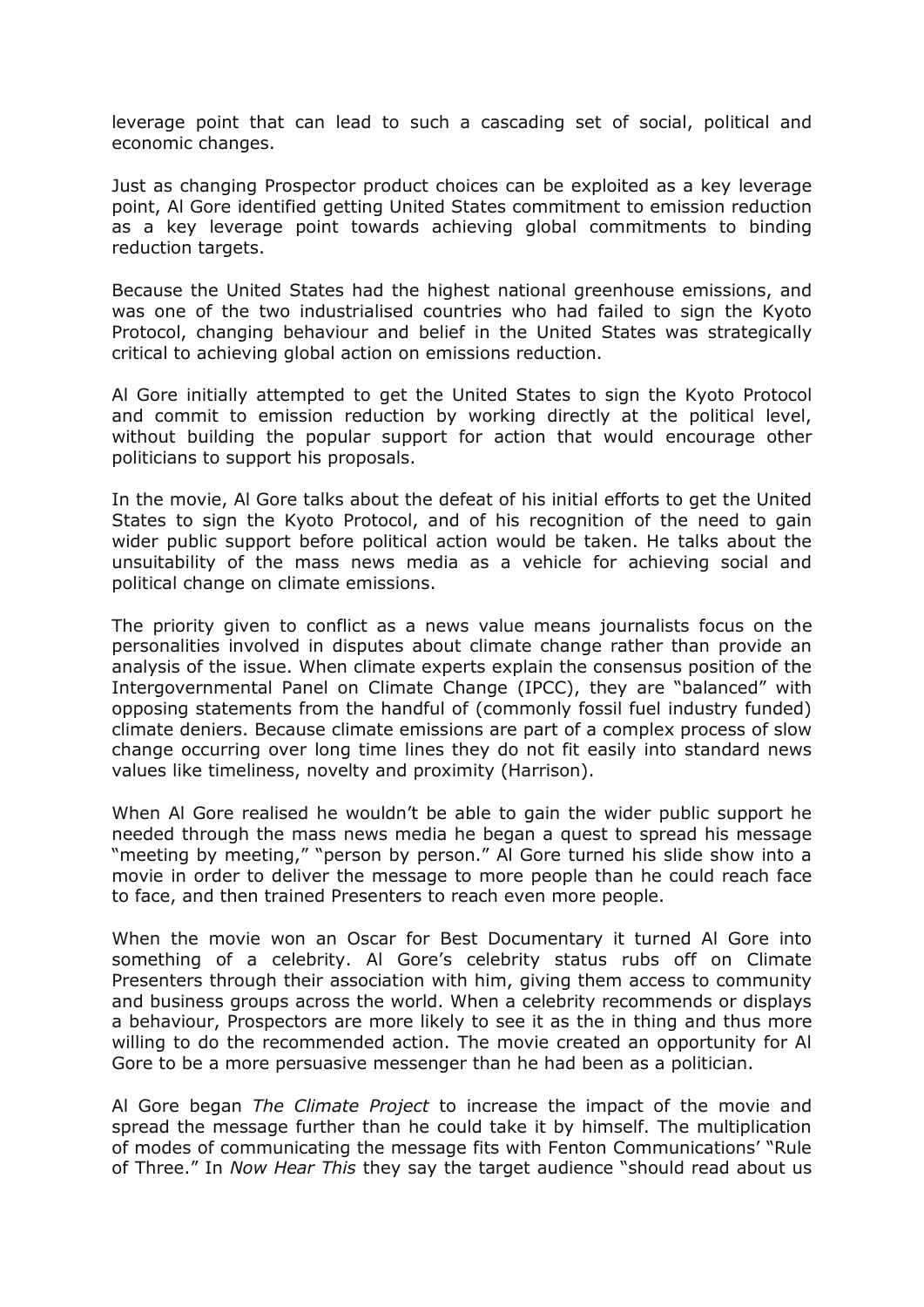leverage point that can lead to such a cascading set of social, political and economic changes.

Just as changing Prospector product choices can be exploited as a key leverage point, Al Gore identified getting United States commitment to emission reduction as a key leverage point towards achieving global commitments to binding reduction targets.

Because the United States had the highest national greenhouse emissions, and was one of the two industrialised countries who had failed to sign the Kyoto Protocol, changing behaviour and belief in the United States was strategically critical to achieving global action on emissions reduction.

Al Gore initially attempted to get the United States to sign the Kyoto Protocol and commit to emission reduction by working directly at the political level, without building the popular support for action that would encourage other politicians to support his proposals.

In the movie, Al Gore talks about the defeat of his initial efforts to get the United States to sign the Kyoto Protocol, and of his recognition of the need to gain wider public support before political action would be taken. He talks about the unsuitability of the mass news media as a vehicle for achieving social and political change on climate emissions.

The priority given to conflict as a news value means journalists focus on the personalities involved in disputes about climate change rather than provide an analysis of the issue. When climate experts explain the consensus position of the Intergovernmental Panel on Climate Change (IPCC), they are "balanced" with opposing statements from the handful of (commonly fossil fuel industry funded) climate deniers. Because climate emissions are part of a complex process of slow change occurring over long time lines they do not fit easily into standard news values like timeliness, novelty and proximity (Harrison).

When Al Gore realised he wouldn't be able to gain the wider public support he needed through the mass news media he began a quest to spread his message "meeting by meeting," "person by person." Al Gore turned his slide show into a movie in order to deliver the message to more people than he could reach face to face, and then trained Presenters to reach even more people.

When the movie won an Oscar for Best Documentary it turned Al Gore into something of a celebrity. Al Gore's celebrity status rubs off on Climate Presenters through their association with him, giving them access to community and business groups across the world. When a celebrity recommends or displays a behaviour, Prospectors are more likely to see it as the in thing and thus more willing to do the recommended action. The movie created an opportunity for Al Gore to be a more persuasive messenger than he had been as a politician.

Al Gore began *The Climate Project* to increase the impact of the movie and spread the message further than he could take it by himself. The multiplication of modes of communicating the message fits with Fenton Communications' "Rule of Three." In *Now Hear This* they say the target audience "should read about us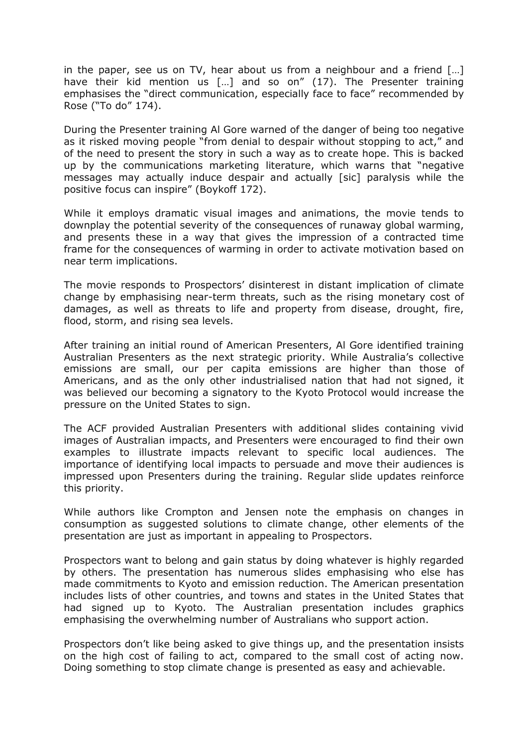in the paper, see us on TV, hear about us from a neighbour and a friend […] have their kid mention us […] and so on" (17). The Presenter training emphasises the "direct communication, especially face to face" recommended by Rose ("To do" 174).

During the Presenter training Al Gore warned of the danger of being too negative as it risked moving people "from denial to despair without stopping to act," and of the need to present the story in such a way as to create hope. This is backed up by the communications marketing literature, which warns that "negative messages may actually induce despair and actually [sic] paralysis while the positive focus can inspire" (Boykoff 172).

While it employs dramatic visual images and animations, the movie tends to downplay the potential severity of the consequences of runaway global warming, and presents these in a way that gives the impression of a contracted time frame for the consequences of warming in order to activate motivation based on near term implications.

The movie responds to Prospectors' disinterest in distant implication of climate change by emphasising near-term threats, such as the rising monetary cost of damages, as well as threats to life and property from disease, drought, fire, flood, storm, and rising sea levels.

After training an initial round of American Presenters, Al Gore identified training Australian Presenters as the next strategic priority. While Australia's collective emissions are small, our per capita emissions are higher than those of Americans, and as the only other industrialised nation that had not signed, it was believed our becoming a signatory to the Kyoto Protocol would increase the pressure on the United States to sign.

The ACF provided Australian Presenters with additional slides containing vivid images of Australian impacts, and Presenters were encouraged to find their own examples to illustrate impacts relevant to specific local audiences. The importance of identifying local impacts to persuade and move their audiences is impressed upon Presenters during the training. Regular slide updates reinforce this priority.

While authors like Crompton and Jensen note the emphasis on changes in consumption as suggested solutions to climate change, other elements of the presentation are just as important in appealing to Prospectors.

Prospectors want to belong and gain status by doing whatever is highly regarded by others. The presentation has numerous slides emphasising who else has made commitments to Kyoto and emission reduction. The American presentation includes lists of other countries, and towns and states in the United States that had signed up to Kyoto. The Australian presentation includes graphics emphasising the overwhelming number of Australians who support action.

Prospectors don't like being asked to give things up, and the presentation insists on the high cost of failing to act, compared to the small cost of acting now. Doing something to stop climate change is presented as easy and achievable.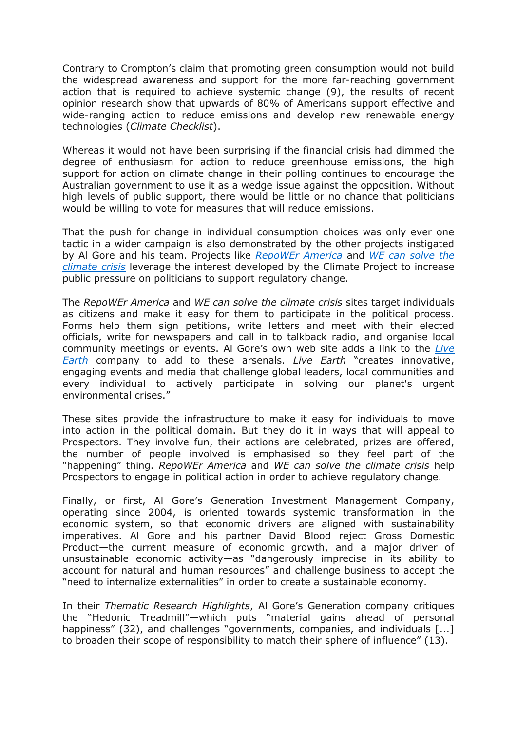Contrary to Crompton's claim that promoting green consumption would not build the widespread awareness and support for the more far-reaching government action that is required to achieve systemic change (9), the results of recent opinion research show that upwards of 80% of Americans support effective and wide-ranging action to reduce emissions and develop new renewable energy technologies (*Climate Checklist*).

Whereas it would not have been surprising if the financial crisis had dimmed the degree of enthusiasm for action to reduce greenhouse emissions, the high support for action on climate change in their polling continues to encourage the Australian government to use it as a wedge issue against the opposition. Without high levels of public support, there would be little or no chance that politicians would be willing to vote for measures that will reduce emissions.

That the push for change in individual consumption choices was only ever one tactic in a wider campaign is also demonstrated by the other projects instigated by Al Gore and his team. Projects like *RepoWEr America* and *WE can solve the climate crisis* leverage the interest developed by the Climate Project to increase public pressure on politicians to support regulatory change.

The *RepoWEr America* and *WE can solve the climate crisis* sites target individuals as citizens and make it easy for them to participate in the political process. Forms help them sign petitions, write letters and meet with their elected officials, write for newspapers and call in to talkback radio, and organise local community meetings or events. Al Gore's own web site adds a link to the *Live Earth* company to add to these arsenals. *Live Earth* "creates innovative, engaging events and media that challenge global leaders, local communities and every individual to actively participate in solving our planet's urgent environmental crises."

These sites provide the infrastructure to make it easy for individuals to move into action in the political domain. But they do it in ways that will appeal to Prospectors. They involve fun, their actions are celebrated, prizes are offered, the number of people involved is emphasised so they feel part of the "happening" thing. *RepoWEr America* and *WE can solve the climate crisis* help Prospectors to engage in political action in order to achieve regulatory change.

Finally, or first, Al Gore's Generation Investment Management Company, operating since 2004, is oriented towards systemic transformation in the economic system, so that economic drivers are aligned with sustainability imperatives. Al Gore and his partner David Blood reject Gross Domestic Product—the current measure of economic growth, and a major driver of unsustainable economic activity—as "dangerously imprecise in its ability to account for natural and human resources" and challenge business to accept the "need to internalize externalities" in order to create a sustainable economy.

In their *Thematic Research Highlights*, Al Gore's Generation company critiques the "Hedonic Treadmill"—which puts "material gains ahead of personal happiness" (32), and challenges "governments, companies, and individuals [...] to broaden their scope of responsibility to match their sphere of influence" (13).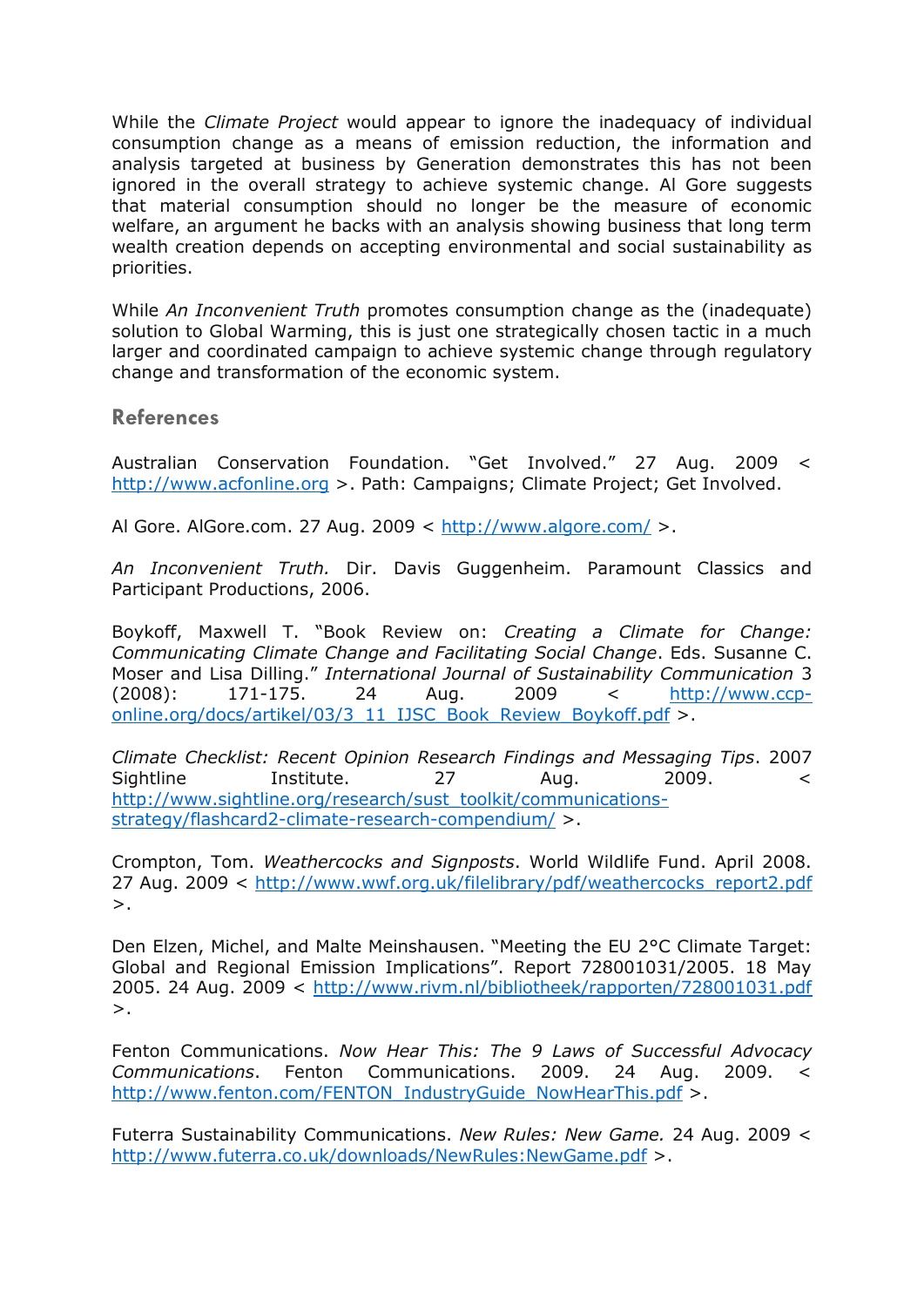While the *Climate Project* would appear to ignore the inadequacy of individual consumption change as a means of emission reduction, the information and analysis targeted at business by Generation demonstrates this has not been ignored in the overall strategy to achieve systemic change. Al Gore suggests that material consumption should no longer be the measure of economic welfare, an argument he backs with an analysis showing business that long term wealth creation depends on accepting environmental and social sustainability as priorities.

While *An Inconvenient Truth* promotes consumption change as the (inadequate) solution to Global Warming, this is just one strategically chosen tactic in a much larger and coordinated campaign to achieve systemic change through regulatory change and transformation of the economic system.

## References

Australian Conservation Foundation. "Get Involved." 27 Aug. 2009 < http://www.acfonline.org >. Path: Campaigns; Climate Project; Get Involved.

Al Gore. AlGore.com. 27 Aug. 2009 < http://www.algore.com/ >.

*An Inconvenient Truth.* Dir. Davis Guggenheim. Paramount Classics and Participant Productions, 2006.

Boykoff, Maxwell T. "Book Review on: *Creating a Climate for Change: Communicating Climate Change and Facilitating Social Change*. Eds. Susanne C. Moser and Lisa Dilling." *International Journal of Sustainability Communication* 3 (2008): 171-175. 24 Aug. 2009 < http://www.ccp-online.org/docs/artikel/03/3_11_IJSC_Book_Review_Boykoff.pdf >.

*Climate Checklist: Recent Opinion Research Findings and Messaging Tips*. 2007 Sightline Institute. 27 Aug. 2009. < http://www.sightline.org/research/sust_toolkit/communications-strategy/flashcard2-climate-research-compendium/ >.

Crompton, Tom. *Weathercocks and Signposts*. World Wildlife Fund. April 2008. 27 Aug. 2009 < http://www.wwf.org.uk/filelibrary/pdf/weathercocks_report2.pdf >.

Den Elzen, Michel, and Malte Meinshausen. "Meeting the EU 2°C Climate Target: Global and Regional Emission Implications". Report 728001031/2005. 18 May 2005. 24 Aug. 2009 < http://www.rivm.nl/bibliotheek/rapporten/728001031.pdf >.

Fenton Communications. *Now Hear This: The 9 Laws of Successful Advocacy Communications*. Fenton Communications. 2009. 24 Aug. 2009. < http://www.fenton.com/FENTON_IndustryGuide_NowHearThis.pdf >.

Futerra Sustainability Communications. *New Rules: New Game.* 24 Aug. 2009 < http://www.futerra.co.uk/downloads/NewRules:NewGame.pdf >.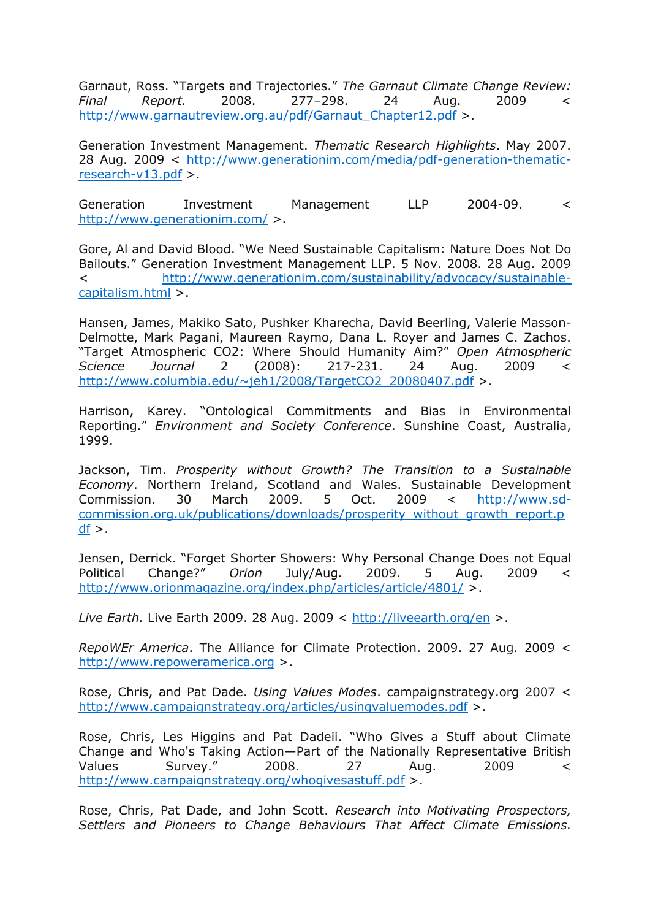Garnaut, Ross. "Targets and Trajectories." *The Garnaut Climate Change Review: Final Report.* 2008. 277–298. 24 Aug. 2009 < http://www.garnautreview.org.au/pdf/Garnaut_Chapter12.pdf >.

Generation Investment Management. *Thematic Research Highlights*. May 2007. 28 Aug. 2009 < http://www.generationim.com/media/pdf-generation-thematic-research-v13.pdf >.

Generation Investment Management LLP 2004-09. < http://www.generationim.com/ >.

Gore, Al and David Blood. "We Need Sustainable Capitalism: Nature Does Not Do Bailouts." Generation Investment Management LLP. 5 Nov. 2008. 28 Aug. 2009 < http://www.generationim.com/sustainability/advocacy/sustainable-capitalism.html >.

Hansen, James, Makiko Sato, Pushker Kharecha, David Beerling, Valerie Masson-Delmotte, Mark Pagani, Maureen Raymo, Dana L. Royer and James C. Zachos. "Target Atmospheric CO2: Where Should Humanity Aim?" *Open Atmospheric Science Journal* 2 (2008): 217-231. 24 Aug. 2009 < http://www.columbia.edu/~jeh1/2008/TargetCO2_20080407.pdf >.

Harrison, Karey. "Ontological Commitments and Bias in Environmental Reporting." *Environment and Society Conference*. Sunshine Coast, Australia, 1999.

Jackson, Tim. *Prosperity without Growth? The Transition to a Sustainable Economy*. Northern Ireland, Scotland and Wales. Sustainable Development Commission. 30 March 2009. 5 Oct. 2009 < http://www.sd-commission.org.uk/publications/downloads/prosperity_without_growth_report.pdf >.

Jensen, Derrick. "Forget Shorter Showers: Why Personal Change Does not Equal Political Change?" *Orion* July/Aug. 2009. 5 Aug. 2009 < http://www.orionmagazine.org/index.php/articles/article/4801/ >.

*Live Earth.* Live Earth 2009. 28 Aug. 2009 < http://liveearth.org/en >.

*RepoWEr America*. The Alliance for Climate Protection. 2009. 27 Aug. 2009 < http://www.repoweramerica.org >.

Rose, Chris, and Pat Dade. *Using Values Modes*. campaignstrategy.org 2007 < http://www.campaignstrategy.org/articles/usingvaluemodes.pdf >.

Rose, Chris, Les Higgins and Pat Dadeii. "Who Gives a Stuff about Climate Change and Who's Taking Action—Part of the Nationally Representative British Values Survey." 2008. 27 Aug. 2009 < http://www.campaignstrategy.org/whogivesastuff.pdf >.

Rose, Chris, Pat Dade, and John Scott. *Research into Motivating Prospectors, Settlers and Pioneers to Change Behaviours That Affect Climate Emissions.*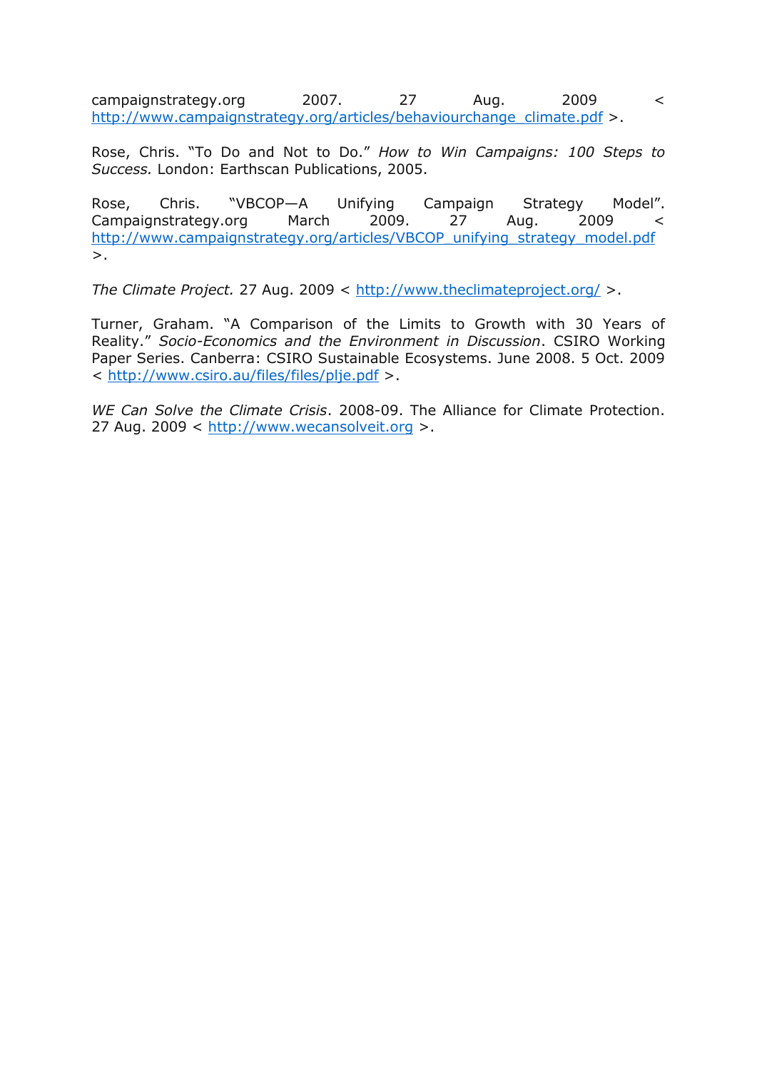campaignstrategy.org 2007. 27 Aug. 2009 < http://www.campaignstrategy.org/articles/behaviourchange_climate.pdf >.

Rose, Chris. "To Do and Not to Do." *How to Win Campaigns: 100 Steps to Success.* London: Earthscan Publications, 2005.

Rose, Chris. "VBCOP—A Unifying Campaign Strategy Model". Campaignstrategy.org March 2009. 27 Aug. 2009 < http://www.campaignstrategy.org/articles/VBCOP_unifying_strategy_model.pdf >.

*The Climate Project.* 27 Aug. 2009 < http://www.theclimateproject.org/ >.

Turner, Graham. "A Comparison of the Limits to Growth with 30 Years of Reality." *Socio-Economics and the Environment in Discussion*. CSIRO Working Paper Series. Canberra: CSIRO Sustainable Ecosystems. June 2008. 5 Oct. 2009 < http://www.csiro.au/files/files/plje.pdf >.

*WE Can Solve the Climate Crisis*. 2008-09. The Alliance for Climate Protection. 27 Aug. 2009 < http://www.wecansolveit.org >.